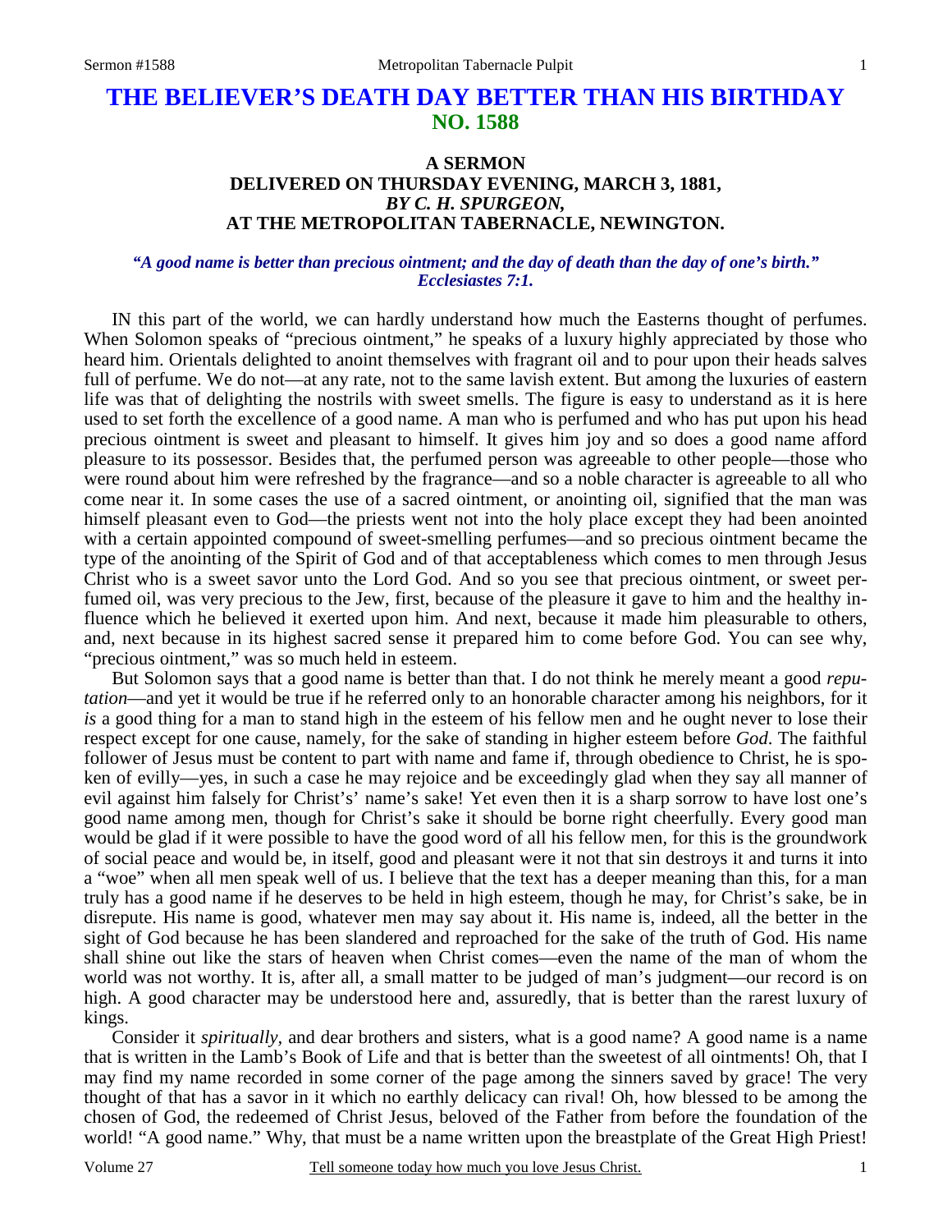# THE BELIEVER'S DEATH DAY BETTER THAN HIS BIRTHDAY
## NO. 1588

### A SERMON
### DELIVERED ON THURSDAY EVENING, MARCH 3, 1881,
### *BY C. H. SPURGEON,*
### AT THE METROPOLITAN TABERNACLE, NEWINGTON.

***"A good name is better than precious ointment; and the day of death than the day of one's birth." Ecclesiastes 7:1.***

IN this part of the world, we can hardly understand how much the Easterns thought of perfumes. When Solomon speaks of "precious ointment," he speaks of a luxury highly appreciated by those who heard him. Orientals delighted to anoint themselves with fragrant oil and to pour upon their heads salves full of perfume. We do not—at any rate, not to the same lavish extent. But among the luxuries of eastern life was that of delighting the nostrils with sweet smells. The figure is easy to understand as it is here used to set forth the excellence of a good name. A man who is perfumed and who has put upon his head precious ointment is sweet and pleasant to himself. It gives him joy and so does a good name afford pleasure to its possessor. Besides that, the perfumed person was agreeable to other people—those who were round about him were refreshed by the fragrance—and so a noble character is agreeable to all who come near it. In some cases the use of a sacred ointment, or anointing oil, signified that the man was himself pleasant even to God—the priests went not into the holy place except they had been anointed with a certain appointed compound of sweet-smelling perfumes—and so precious ointment became the type of the anointing of the Spirit of God and of that acceptableness which comes to men through Jesus Christ who is a sweet savor unto the Lord God. And so you see that precious ointment, or sweet perfumed oil, was very precious to the Jew, first, because of the pleasure it gave to him and the healthy influence which he believed it exerted upon him. And next, because it made him pleasurable to others, and, next because in its highest sacred sense it prepared him to come before God. You can see why, "precious ointment," was so much held in esteem.

But Solomon says that a good name is better than that. I do not think he merely meant a good *reputation*—and yet it would be true if he referred only to an honorable character among his neighbors, for it *is* a good thing for a man to stand high in the esteem of his fellow men and he ought never to lose their respect except for one cause, namely, for the sake of standing in higher esteem before *God*. The faithful follower of Jesus must be content to part with name and fame if, through obedience to Christ, he is spoken of evilly—yes, in such a case he may rejoice and be exceedingly glad when they say all manner of evil against him falsely for Christ's' name's sake! Yet even then it is a sharp sorrow to have lost one's good name among men, though for Christ's sake it should be borne right cheerfully. Every good man would be glad if it were possible to have the good word of all his fellow men, for this is the groundwork of social peace and would be, in itself, good and pleasant were it not that sin destroys it and turns it into a "woe" when all men speak well of us. I believe that the text has a deeper meaning than this, for a man truly has a good name if he deserves to be held in high esteem, though he may, for Christ's sake, be in disrepute. His name is good, whatever men may say about it. His name is, indeed, all the better in the sight of God because he has been slandered and reproached for the sake of the truth of God. His name shall shine out like the stars of heaven when Christ comes—even the name of the man of whom the world was not worthy. It is, after all, a small matter to be judged of man's judgment—our record is on high. A good character may be understood here and, assuredly, that is better than the rarest luxury of kings.

Consider it *spiritually*, and dear brothers and sisters, what is a good name? A good name is a name that is written in the Lamb's Book of Life and that is better than the sweetest of all ointments! Oh, that I may find my name recorded in some corner of the page among the sinners saved by grace! The very thought of that has a savor in it which no earthly delicacy can rival! Oh, how blessed to be among the chosen of God, the redeemed of Christ Jesus, beloved of the Father from before the foundation of the world! "A good name." Why, that must be a name written upon the breastplate of the Great High Priest!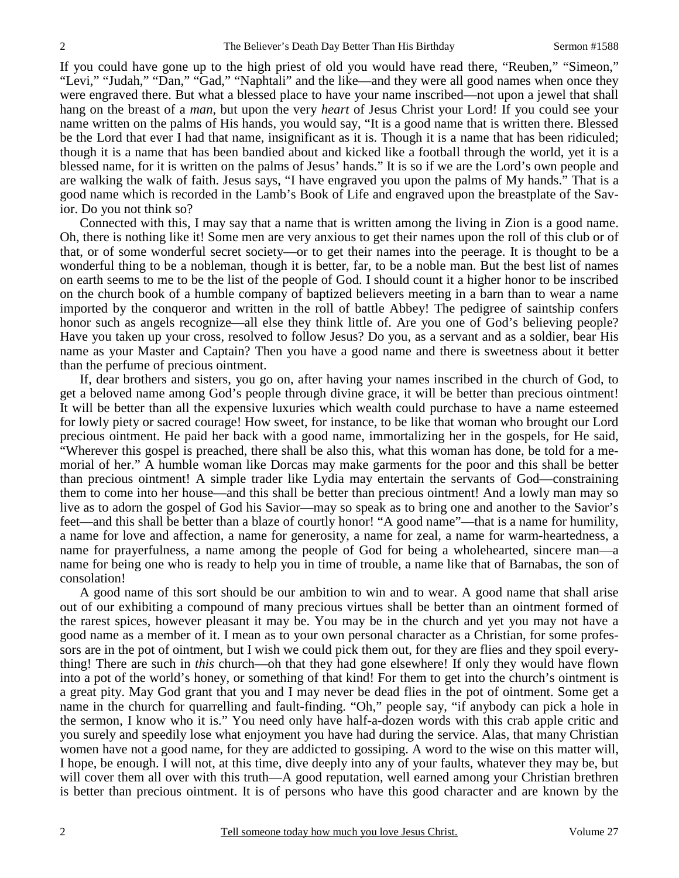If you could have gone up to the high priest of old you would have read there, "Reuben," "Simeon," "Levi," "Judah," "Dan," "Gad," "Naphtali" and the like—and they were all good names when once they were engraved there. But what a blessed place to have your name inscribed—not upon a jewel that shall hang on the breast of a *man*, but upon the very *heart* of Jesus Christ your Lord! If you could see your name written on the palms of His hands, you would say, "It is a good name that is written there. Blessed be the Lord that ever I had that name, insignificant as it is. Though it is a name that has been ridiculed; though it is a name that has been bandied about and kicked like a football through the world, yet it is a blessed name, for it is written on the palms of Jesus' hands." It is so if we are the Lord's own people and are walking the walk of faith. Jesus says, "I have engraved you upon the palms of My hands." That is a good name which is recorded in the Lamb's Book of Life and engraved upon the breastplate of the Savior. Do you not think so?

Connected with this, I may say that a name that is written among the living in Zion is a good name. Oh, there is nothing like it! Some men are very anxious to get their names upon the roll of this club or of that, or of some wonderful secret society—or to get their names into the peerage. It is thought to be a wonderful thing to be a nobleman, though it is better, far, to be a noble man. But the best list of names on earth seems to me to be the list of the people of God. I should count it a higher honor to be inscribed on the church book of a humble company of baptized believers meeting in a barn than to wear a name imported by the conqueror and written in the roll of battle Abbey! The pedigree of saintship confers honor such as angels recognize—all else they think little of. Are you one of God's believing people? Have you taken up your cross, resolved to follow Jesus? Do you, as a servant and as a soldier, bear His name as your Master and Captain? Then you have a good name and there is sweetness about it better than the perfume of precious ointment.

If, dear brothers and sisters, you go on, after having your names inscribed in the church of God, to get a beloved name among God's people through divine grace, it will be better than precious ointment! It will be better than all the expensive luxuries which wealth could purchase to have a name esteemed for lowly piety or sacred courage! How sweet, for instance, to be like that woman who brought our Lord precious ointment. He paid her back with a good name, immortalizing her in the gospels, for He said, "Wherever this gospel is preached, there shall be also this, what this woman has done, be told for a memorial of her." A humble woman like Dorcas may make garments for the poor and this shall be better than precious ointment! A simple trader like Lydia may entertain the servants of God—constraining them to come into her house—and this shall be better than precious ointment! And a lowly man may so live as to adorn the gospel of God his Savior—may so speak as to bring one and another to the Savior's feet—and this shall be better than a blaze of courtly honor! "A good name"—that is a name for humility, a name for love and affection, a name for generosity, a name for zeal, a name for warm-heartedness, a name for prayerfulness, a name among the people of God for being a wholehearted, sincere man—a name for being one who is ready to help you in time of trouble, a name like that of Barnabas, the son of consolation!

A good name of this sort should be our ambition to win and to wear. A good name that shall arise out of our exhibiting a compound of many precious virtues shall be better than an ointment formed of the rarest spices, however pleasant it may be. You may be in the church and yet you may not have a good name as a member of it. I mean as to your own personal character as a Christian, for some professors are in the pot of ointment, but I wish we could pick them out, for they are flies and they spoil everything! There are such in *this* church—oh that they had gone elsewhere! If only they would have flown into a pot of the world's honey, or something of that kind! For them to get into the church's ointment is a great pity. May God grant that you and I may never be dead flies in the pot of ointment. Some get a name in the church for quarrelling and fault-finding. "Oh," people say, "if anybody can pick a hole in the sermon, I know who it is." You need only have half-a-dozen words with this crab apple critic and you surely and speedily lose what enjoyment you have had during the service. Alas, that many Christian women have not a good name, for they are addicted to gossiping. A word to the wise on this matter will, I hope, be enough. I will not, at this time, dive deeply into any of your faults, whatever they may be, but will cover them all over with this truth—A good reputation, well earned among your Christian brethren is better than precious ointment. It is of persons who have this good character and are known by the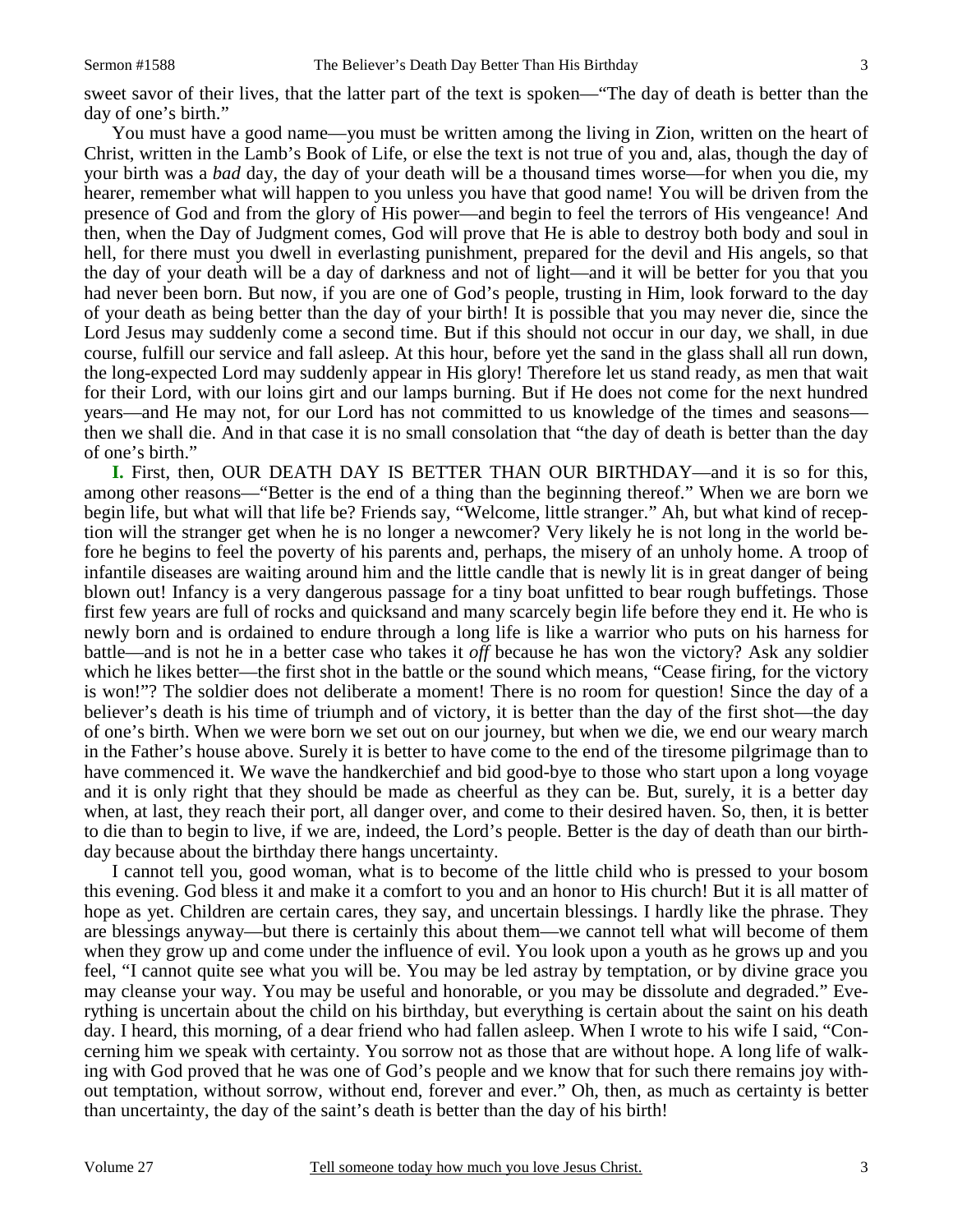sweet savor of their lives, that the latter part of the text is spoken—"The day of death is better than the day of one's birth."

You must have a good name—you must be written among the living in Zion, written on the heart of Christ, written in the Lamb's Book of Life, or else the text is not true of you and, alas, though the day of your birth was a *bad* day, the day of your death will be a thousand times worse—for when you die, my hearer, remember what will happen to you unless you have that good name! You will be driven from the presence of God and from the glory of His power—and begin to feel the terrors of His vengeance! And then, when the Day of Judgment comes, God will prove that He is able to destroy both body and soul in hell, for there must you dwell in everlasting punishment, prepared for the devil and His angels, so that the day of your death will be a day of darkness and not of light—and it will be better for you that you had never been born. But now, if you are one of God's people, trusting in Him, look forward to the day of your death as being better than the day of your birth! It is possible that you may never die, since the Lord Jesus may suddenly come a second time. But if this should not occur in our day, we shall, in due course, fulfill our service and fall asleep. At this hour, before yet the sand in the glass shall all run down, the long-expected Lord may suddenly appear in His glory! Therefore let us stand ready, as men that wait for their Lord, with our loins girt and our lamps burning. But if He does not come for the next hundred years—and He may not, for our Lord has not committed to us knowledge of the times and seasons—then we shall die. And in that case it is no small consolation that "the day of death is better than the day of one's birth."

**I.** First, then, OUR DEATH DAY IS BETTER THAN OUR BIRTHDAY—and it is so for this, among other reasons—"Better is the end of a thing than the beginning thereof." When we are born we begin life, but what will that life be? Friends say, "Welcome, little stranger." Ah, but what kind of reception will the stranger get when he is no longer a newcomer? Very likely he is not long in the world before he begins to feel the poverty of his parents and, perhaps, the misery of an unholy home. A troop of infantile diseases are waiting around him and the little candle that is newly lit is in great danger of being blown out! Infancy is a very dangerous passage for a tiny boat unfitted to bear rough buffetings. Those first few years are full of rocks and quicksand and many scarcely begin life before they end it. He who is newly born and is ordained to endure through a long life is like a warrior who puts on his harness for battle—and is not he in a better case who takes it *off* because he has won the victory? Ask any soldier which he likes better—the first shot in the battle or the sound which means, "Cease firing, for the victory is won!"? The soldier does not deliberate a moment! There is no room for question! Since the day of a believer's death is his time of triumph and of victory, it is better than the day of the first shot—the day of one's birth. When we were born we set out on our journey, but when we die, we end our weary march in the Father's house above. Surely it is better to have come to the end of the tiresome pilgrimage than to have commenced it. We wave the handkerchief and bid good-bye to those who start upon a long voyage and it is only right that they should be made as cheerful as they can be. But, surely, it is a better day when, at last, they reach their port, all danger over, and come to their desired haven. So, then, it is better to die than to begin to live, if we are, indeed, the Lord's people. Better is the day of death than our birthday because about the birthday there hangs uncertainty.

I cannot tell you, good woman, what is to become of the little child who is pressed to your bosom this evening. God bless it and make it a comfort to you and an honor to His church! But it is all matter of hope as yet. Children are certain cares, they say, and uncertain blessings. I hardly like the phrase. They are blessings anyway—but there is certainly this about them—we cannot tell what will become of them when they grow up and come under the influence of evil. You look upon a youth as he grows up and you feel, "I cannot quite see what you will be. You may be led astray by temptation, or by divine grace you may cleanse your way. You may be useful and honorable, or you may be dissolute and degraded." Everything is uncertain about the child on his birthday, but everything is certain about the saint on his death day. I heard, this morning, of a dear friend who had fallen asleep. When I wrote to his wife I said, "Concerning him we speak with certainty. You sorrow not as those that are without hope. A long life of walking with God proved that he was one of God's people and we know that for such there remains joy without temptation, without sorrow, without end, forever and ever." Oh, then, as much as certainty is better than uncertainty, the day of the saint's death is better than the day of his birth!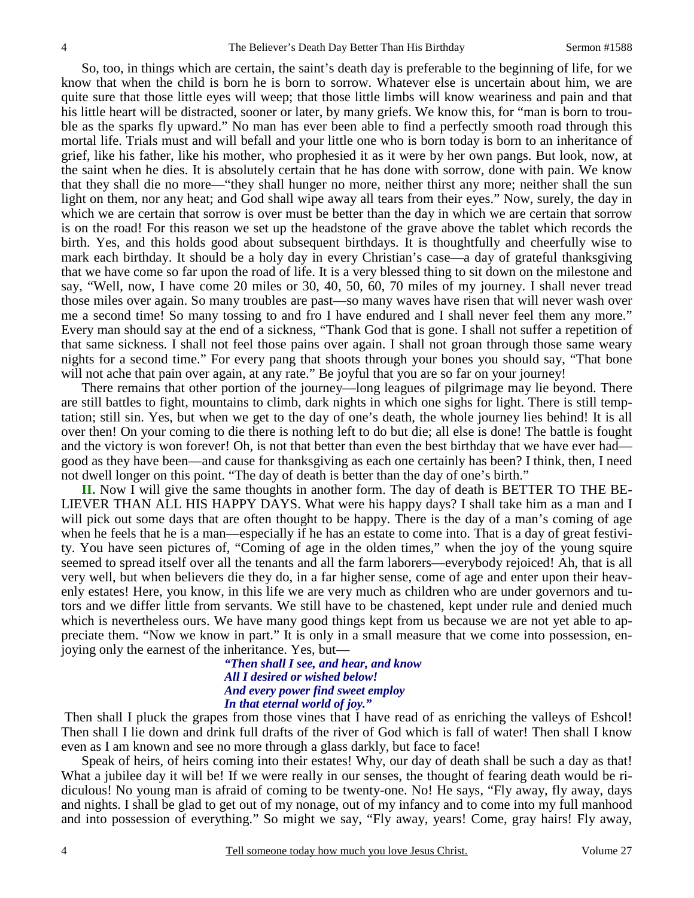So, too, in things which are certain, the saint's death day is preferable to the beginning of life, for we know that when the child is born he is born to sorrow. Whatever else is uncertain about him, we are quite sure that those little eyes will weep; that those little limbs will know weariness and pain and that his little heart will be distracted, sooner or later, by many griefs. We know this, for "man is born to trouble as the sparks fly upward." No man has ever been able to find a perfectly smooth road through this mortal life. Trials must and will befall and your little one who is born today is born to an inheritance of grief, like his father, like his mother, who prophesied it as it were by her own pangs. But look, now, at the saint when he dies. It is absolutely certain that he has done with sorrow, done with pain. We know that they shall die no more—"they shall hunger no more, neither thirst any more; neither shall the sun light on them, nor any heat; and God shall wipe away all tears from their eyes." Now, surely, the day in which we are certain that sorrow is over must be better than the day in which we are certain that sorrow is on the road! For this reason we set up the headstone of the grave above the tablet which records the birth. Yes, and this holds good about subsequent birthdays. It is thoughtfully and cheerfully wise to mark each birthday. It should be a holy day in every Christian's case—a day of grateful thanksgiving that we have come so far upon the road of life. It is a very blessed thing to sit down on the milestone and say, "Well, now, I have come 20 miles or 30, 40, 50, 60, 70 miles of my journey. I shall never tread those miles over again. So many troubles are past—so many waves have risen that will never wash over me a second time! So many tossing to and fro I have endured and I shall never feel them any more." Every man should say at the end of a sickness, "Thank God that is gone. I shall not suffer a repetition of that same sickness. I shall not feel those pains over again. I shall not groan through those same weary nights for a second time." For every pang that shoots through your bones you should say, "That bone will not ache that pain over again, at any rate." Be joyful that you are so far on your journey!

There remains that other portion of the journey—long leagues of pilgrimage may lie beyond. There are still battles to fight, mountains to climb, dark nights in which one sighs for light. There is still temptation; still sin. Yes, but when we get to the day of one's death, the whole journey lies behind! It is all over then! On your coming to die there is nothing left to do but die; all else is done! The battle is fought and the victory is won forever! Oh, is not that better than even the best birthday that we have ever had—good as they have been—and cause for thanksgiving as each one certainly has been? I think, then, I need not dwell longer on this point. "The day of death is better than the day of one's birth."

**II.** Now I will give the same thoughts in another form. The day of death is BETTER TO THE BELIEVER THAN ALL HIS HAPPY DAYS. What were his happy days? I shall take him as a man and I will pick out some days that are often thought to be happy. There is the day of a man's coming of age when he feels that he is a man—especially if he has an estate to come into. That is a day of great festivity. You have seen pictures of, "Coming of age in the olden times," when the joy of the young squire seemed to spread itself over all the tenants and all the farm laborers—everybody rejoiced! Ah, that is all very well, but when believers die they do, in a far higher sense, come of age and enter upon their heavenly estates! Here, you know, in this life we are very much as children who are under governors and tutors and we differ little from servants. We still have to be chastened, kept under rule and denied much which is nevertheless ours. We have many good things kept from us because we are not yet able to appreciate them. "Now we know in part." It is only in a small measure that we come into possession, enjoying only the earnest of the inheritance. Yes, but—

> ***"Then shall I see, and hear, and know***
> ***All I desired or wished below!***
> ***And every power find sweet employ***
> ***In that eternal world of joy."***

Then shall I pluck the grapes from those vines that I have read of as enriching the valleys of Eshcol! Then shall I lie down and drink full drafts of the river of God which is fall of water! Then shall I know even as I am known and see no more through a glass darkly, but face to face!

Speak of heirs, of heirs coming into their estates! Why, our day of death shall be such a day as that! What a jubilee day it will be! If we were really in our senses, the thought of fearing death would be ridiculous! No young man is afraid of coming to be twenty-one. No! He says, "Fly away, fly away, days and nights. I shall be glad to get out of my nonage, out of my infancy and to come into my full manhood and into possession of everything." So might we say, "Fly away, years! Come, gray hairs! Fly away,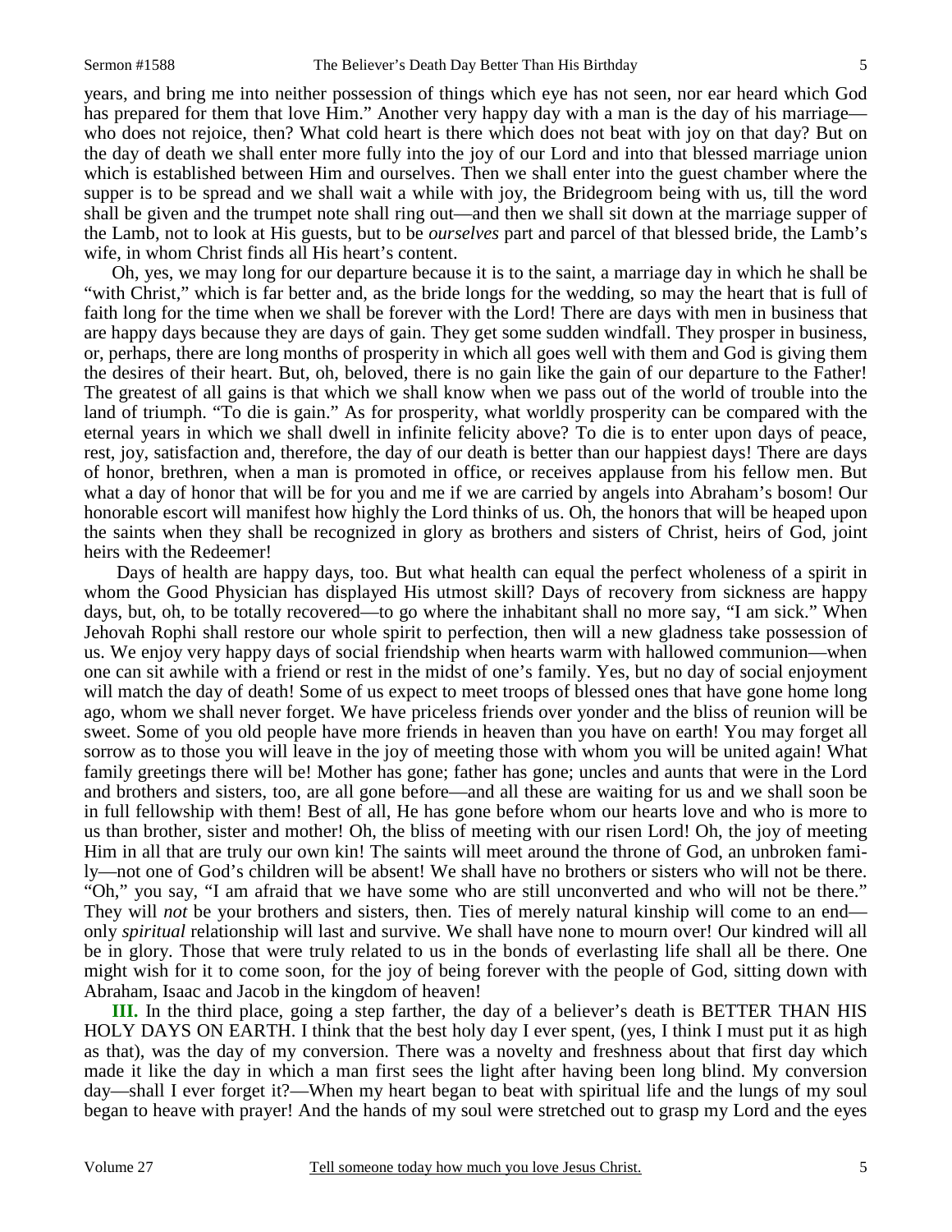years, and bring me into neither possession of things which eye has not seen, nor ear heard which God has prepared for them that love Him." Another very happy day with a man is the day of his marriage—who does not rejoice, then? What cold heart is there which does not beat with joy on that day? But on the day of death we shall enter more fully into the joy of our Lord and into that blessed marriage union which is established between Him and ourselves. Then we shall enter into the guest chamber where the supper is to be spread and we shall wait a while with joy, the Bridegroom being with us, till the word shall be given and the trumpet note shall ring out—and then we shall sit down at the marriage supper of the Lamb, not to look at His guests, but to be *ourselves* part and parcel of that blessed bride, the Lamb's wife, in whom Christ finds all His heart's content.

Oh, yes, we may long for our departure because it is to the saint, a marriage day in which he shall be "with Christ," which is far better and, as the bride longs for the wedding, so may the heart that is full of faith long for the time when we shall be forever with the Lord! There are days with men in business that are happy days because they are days of gain. They get some sudden windfall. They prosper in business, or, perhaps, there are long months of prosperity in which all goes well with them and God is giving them the desires of their heart. But, oh, beloved, there is no gain like the gain of our departure to the Father! The greatest of all gains is that which we shall know when we pass out of the world of trouble into the land of triumph. "To die is gain." As for prosperity, what worldly prosperity can be compared with the eternal years in which we shall dwell in infinite felicity above? To die is to enter upon days of peace, rest, joy, satisfaction and, therefore, the day of our death is better than our happiest days! There are days of honor, brethren, when a man is promoted in office, or receives applause from his fellow men. But what a day of honor that will be for you and me if we are carried by angels into Abraham's bosom! Our honorable escort will manifest how highly the Lord thinks of us. Oh, the honors that will be heaped upon the saints when they shall be recognized in glory as brothers and sisters of Christ, heirs of God, joint heirs with the Redeemer!

Days of health are happy days, too. But what health can equal the perfect wholeness of a spirit in whom the Good Physician has displayed His utmost skill? Days of recovery from sickness are happy days, but, oh, to be totally recovered—to go where the inhabitant shall no more say, "I am sick." When Jehovah Rophi shall restore our whole spirit to perfection, then will a new gladness take possession of us. We enjoy very happy days of social friendship when hearts warm with hallowed communion—when one can sit awhile with a friend or rest in the midst of one's family. Yes, but no day of social enjoyment will match the day of death! Some of us expect to meet troops of blessed ones that have gone home long ago, whom we shall never forget. We have priceless friends over yonder and the bliss of reunion will be sweet. Some of you old people have more friends in heaven than you have on earth! You may forget all sorrow as to those you will leave in the joy of meeting those with whom you will be united again! What family greetings there will be! Mother has gone; father has gone; uncles and aunts that were in the Lord and brothers and sisters, too, are all gone before—and all these are waiting for us and we shall soon be in full fellowship with them! Best of all, He has gone before whom our hearts love and who is more to us than brother, sister and mother! Oh, the bliss of meeting with our risen Lord! Oh, the joy of meeting Him in all that are truly our own kin! The saints will meet around the throne of God, an unbroken family—not one of God's children will be absent! We shall have no brothers or sisters who will not be there. "Oh," you say, "I am afraid that we have some who are still unconverted and who will not be there." They will *not* be your brothers and sisters, then. Ties of merely natural kinship will come to an end—only *spiritual* relationship will last and survive. We shall have none to mourn over! Our kindred will all be in glory. Those that were truly related to us in the bonds of everlasting life shall all be there. One might wish for it to come soon, for the joy of being forever with the people of God, sitting down with Abraham, Isaac and Jacob in the kingdom of heaven!

**III.** In the third place, going a step farther, the day of a believer's death is BETTER THAN HIS HOLY DAYS ON EARTH. I think that the best holy day I ever spent, (yes, I think I must put it as high as that), was the day of my conversion. There was a novelty and freshness about that first day which made it like the day in which a man first sees the light after having been long blind. My conversion day—shall I ever forget it?—When my heart began to beat with spiritual life and the lungs of my soul began to heave with prayer! And the hands of my soul were stretched out to grasp my Lord and the eyes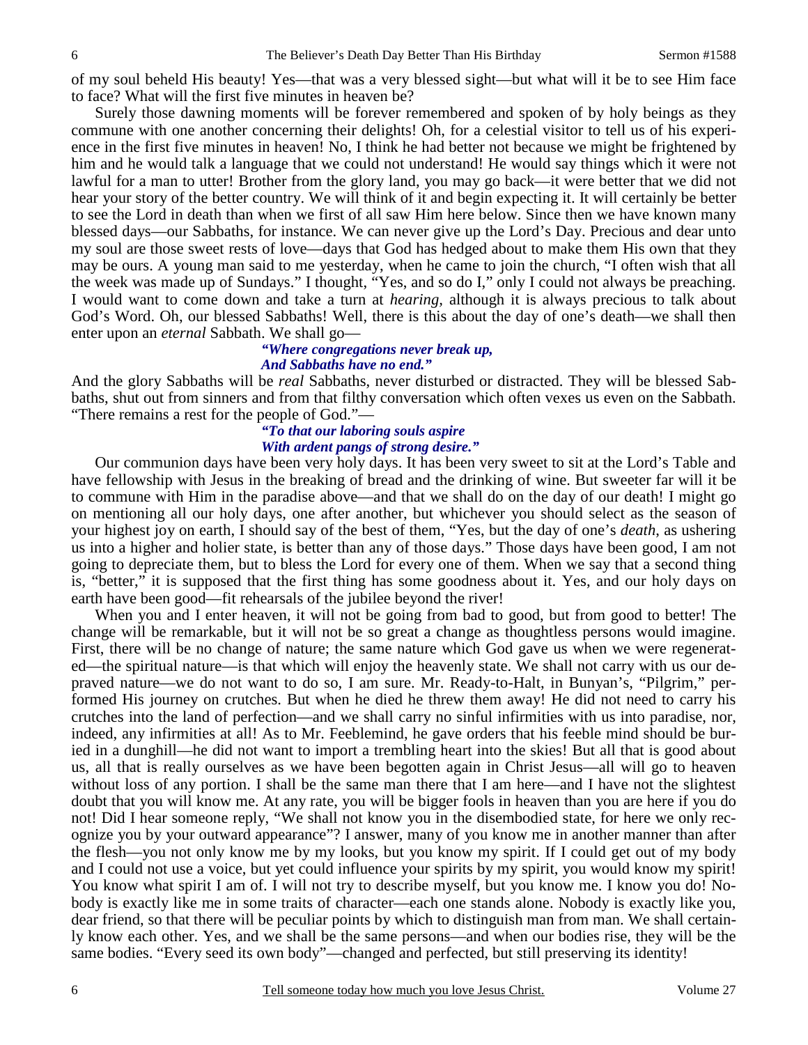of my soul beheld His beauty! Yes—that was a very blessed sight—but what will it be to see Him face to face? What will the first five minutes in heaven be?

Surely those dawning moments will be forever remembered and spoken of by holy beings as they commune with one another concerning their delights! Oh, for a celestial visitor to tell us of his experience in the first five minutes in heaven! No, I think he had better not because we might be frightened by him and he would talk a language that we could not understand! He would say things which it were not lawful for a man to utter! Brother from the glory land, you may go back—it were better that we did not hear your story of the better country. We will think of it and begin expecting it. It will certainly be better to see the Lord in death than when we first of all saw Him here below. Since then we have known many blessed days—our Sabbaths, for instance. We can never give up the Lord's Day. Precious and dear unto my soul are those sweet rests of love—days that God has hedged about to make them His own that they may be ours. A young man said to me yesterday, when he came to join the church, "I often wish that all the week was made up of Sundays." I thought, "Yes, and so do I," only I could not always be preaching. I would want to come down and take a turn at *hearing,* although it is always precious to talk about God's Word. Oh, our blessed Sabbaths! Well, there is this about the day of one's death—we shall then enter upon an *eternal* Sabbath. We shall go—

> ***"Where congregations never break up,***
> ***And Sabbaths have no end."***

And the glory Sabbaths will be *real* Sabbaths, never disturbed or distracted. They will be blessed Sabbaths, shut out from sinners and from that filthy conversation which often vexes us even on the Sabbath. "There remains a rest for the people of God."—

> ***"To that our laboring souls aspire***
> ***With ardent pangs of strong desire."***

Our communion days have been very holy days. It has been very sweet to sit at the Lord's Table and have fellowship with Jesus in the breaking of bread and the drinking of wine. But sweeter far will it be to commune with Him in the paradise above—and that we shall do on the day of our death! I might go on mentioning all our holy days, one after another, but whichever you should select as the season of your highest joy on earth, I should say of the best of them, "Yes, but the day of one's *death*, as ushering us into a higher and holier state, is better than any of those days." Those days have been good, I am not going to depreciate them, but to bless the Lord for every one of them. When we say that a second thing is, "better," it is supposed that the first thing has some goodness about it. Yes, and our holy days on earth have been good—fit rehearsals of the jubilee beyond the river!

When you and I enter heaven, it will not be going from bad to good, but from good to better! The change will be remarkable, but it will not be so great a change as thoughtless persons would imagine. First, there will be no change of nature; the same nature which God gave us when we were regenerated—the spiritual nature—is that which will enjoy the heavenly state. We shall not carry with us our depraved nature—we do not want to do so, I am sure. Mr. Ready-to-Halt, in Bunyan's, "Pilgrim," performed His journey on crutches. But when he died he threw them away! He did not need to carry his crutches into the land of perfection—and we shall carry no sinful infirmities with us into paradise, nor, indeed, any infirmities at all! As to Mr. Feeblemind, he gave orders that his feeble mind should be buried in a dunghill—he did not want to import a trembling heart into the skies! But all that is good about us, all that is really ourselves as we have been begotten again in Christ Jesus—all will go to heaven without loss of any portion. I shall be the same man there that I am here—and I have not the slightest doubt that you will know me. At any rate, you will be bigger fools in heaven than you are here if you do not! Did I hear someone reply, "We shall not know you in the disembodied state, for here we only recognize you by your outward appearance"? I answer, many of you know me in another manner than after the flesh—you not only know me by my looks, but you know my spirit. If I could get out of my body and I could not use a voice, but yet could influence your spirits by my spirit, you would know my spirit! You know what spirit I am of. I will not try to describe myself, but you know me. I know you do! Nobody is exactly like me in some traits of character—each one stands alone. Nobody is exactly like you, dear friend, so that there will be peculiar points by which to distinguish man from man. We shall certainly know each other. Yes, and we shall be the same persons—and when our bodies rise, they will be the same bodies. "Every seed its own body"—changed and perfected, but still preserving its identity!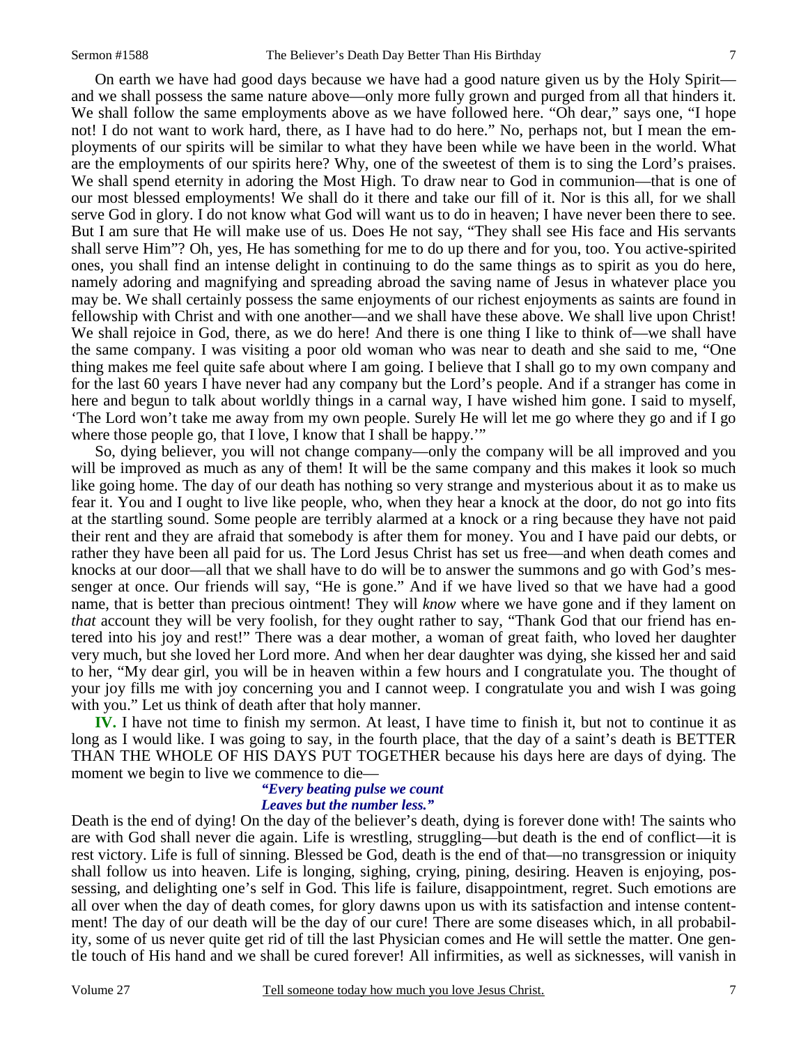On earth we have had good days because we have had a good nature given us by the Holy Spirit—and we shall possess the same nature above—only more fully grown and purged from all that hinders it. We shall follow the same employments above as we have followed here. "Oh dear," says one, "I hope not! I do not want to work hard, there, as I have had to do here." No, perhaps not, but I mean the employments of our spirits will be similar to what they have been while we have been in the world. What are the employments of our spirits here? Why, one of the sweetest of them is to sing the Lord's praises. We shall spend eternity in adoring the Most High. To draw near to God in communion—that is one of our most blessed employments! We shall do it there and take our fill of it. Nor is this all, for we shall serve God in glory. I do not know what God will want us to do in heaven; I have never been there to see. But I am sure that He will make use of us. Does He not say, "They shall see His face and His servants shall serve Him"? Oh, yes, He has something for me to do up there and for you, too. You active-spirited ones, you shall find an intense delight in continuing to do the same things as to spirit as you do here, namely adoring and magnifying and spreading abroad the saving name of Jesus in whatever place you may be. We shall certainly possess the same enjoyments of our richest enjoyments as saints are found in fellowship with Christ and with one another—and we shall have these above. We shall live upon Christ! We shall rejoice in God, there, as we do here! And there is one thing I like to think of—we shall have the same company. I was visiting a poor old woman who was near to death and she said to me, "One thing makes me feel quite safe about where I am going. I believe that I shall go to my own company and for the last 60 years I have never had any company but the Lord's people. And if a stranger has come in here and begun to talk about worldly things in a carnal way, I have wished him gone. I said to myself, 'The Lord won't take me away from my own people. Surely He will let me go where they go and if I go where those people go, that I love, I know that I shall be happy.'"

So, dying believer, you will not change company—only the company will be all improved and you will be improved as much as any of them! It will be the same company and this makes it look so much like going home. The day of our death has nothing so very strange and mysterious about it as to make us fear it. You and I ought to live like people, who, when they hear a knock at the door, do not go into fits at the startling sound. Some people are terribly alarmed at a knock or a ring because they have not paid their rent and they are afraid that somebody is after them for money. You and I have paid our debts, or rather they have been all paid for us. The Lord Jesus Christ has set us free—and when death comes and knocks at our door—all that we shall have to do will be to answer the summons and go with God's messenger at once. Our friends will say, "He is gone." And if we have lived so that we have had a good name, that is better than precious ointment! They will *know* where we have gone and if they lament on *that* account they will be very foolish, for they ought rather to say, "Thank God that our friend has entered into his joy and rest!" There was a dear mother, a woman of great faith, who loved her daughter very much, but she loved her Lord more. And when her dear daughter was dying, she kissed her and said to her, "My dear girl, you will be in heaven within a few hours and I congratulate you. The thought of your joy fills me with joy concerning you and I cannot weep. I congratulate you and wish I was going with you." Let us think of death after that holy manner.

**IV.** I have not time to finish my sermon. At least, I have time to finish it, but not to continue it as long as I would like. I was going to say, in the fourth place, that the day of a saint's death is BETTER THAN THE WHOLE OF HIS DAYS PUT TOGETHER because his days here are days of dying. The moment we begin to live we commence to die—

> ***"Every beating pulse we count***
> ***Leaves but the number less."***

Death is the end of dying! On the day of the believer's death, dying is forever done with! The saints who are with God shall never die again. Life is wrestling, struggling—but death is the end of conflict—it is rest victory. Life is full of sinning. Blessed be God, death is the end of that—no transgression or iniquity shall follow us into heaven. Life is longing, sighing, crying, pining, desiring. Heaven is enjoying, possessing, and delighting one's self in God. This life is failure, disappointment, regret. Such emotions are all over when the day of death comes, for glory dawns upon us with its satisfaction and intense contentment! The day of our death will be the day of our cure! There are some diseases which, in all probability, some of us never quite get rid of till the last Physician comes and He will settle the matter. One gentle touch of His hand and we shall be cured forever! All infirmities, as well as sicknesses, will vanish in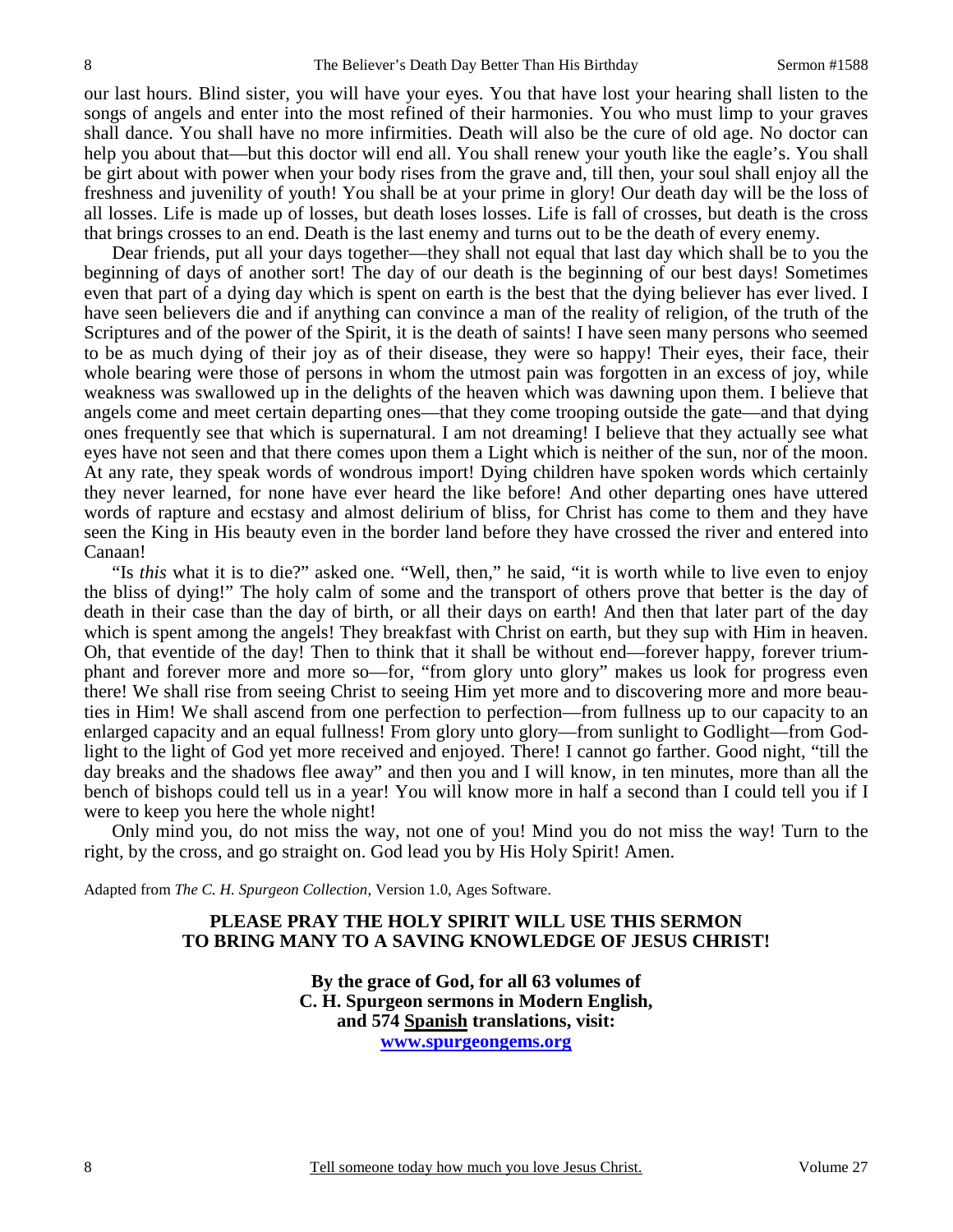our last hours. Blind sister, you will have your eyes. You that have lost your hearing shall listen to the songs of angels and enter into the most refined of their harmonies. You who must limp to your graves shall dance. You shall have no more infirmities. Death will also be the cure of old age. No doctor can help you about that—but this doctor will end all. You shall renew your youth like the eagle's. You shall be girt about with power when your body rises from the grave and, till then, your soul shall enjoy all the freshness and juvenility of youth! You shall be at your prime in glory! Our death day will be the loss of all losses. Life is made up of losses, but death loses losses. Life is fall of crosses, but death is the cross that brings crosses to an end. Death is the last enemy and turns out to be the death of every enemy.

Dear friends, put all your days together—they shall not equal that last day which shall be to you the beginning of days of another sort! The day of our death is the beginning of our best days! Sometimes even that part of a dying day which is spent on earth is the best that the dying believer has ever lived. I have seen believers die and if anything can convince a man of the reality of religion, of the truth of the Scriptures and of the power of the Spirit, it is the death of saints! I have seen many persons who seemed to be as much dying of their joy as of their disease, they were so happy! Their eyes, their face, their whole bearing were those of persons in whom the utmost pain was forgotten in an excess of joy, while weakness was swallowed up in the delights of the heaven which was dawning upon them. I believe that angels come and meet certain departing ones—that they come trooping outside the gate—and that dying ones frequently see that which is supernatural. I am not dreaming! I believe that they actually see what eyes have not seen and that there comes upon them a Light which is neither of the sun, nor of the moon. At any rate, they speak words of wondrous import! Dying children have spoken words which certainly they never learned, for none have ever heard the like before! And other departing ones have uttered words of rapture and ecstasy and almost delirium of bliss, for Christ has come to them and they have seen the King in His beauty even in the border land before they have crossed the river and entered into Canaan!

"Is *this* what it is to die?" asked one. "Well, then," he said, "it is worth while to live even to enjoy the bliss of dying!" The holy calm of some and the transport of others prove that better is the day of death in their case than the day of birth, or all their days on earth! And then that later part of the day which is spent among the angels! They breakfast with Christ on earth, but they sup with Him in heaven. Oh, that eventide of the day! Then to think that it shall be without end—forever happy, forever triumphant and forever more and more so—for, "from glory unto glory" makes us look for progress even there! We shall rise from seeing Christ to seeing Him yet more and to discovering more and more beauties in Him! We shall ascend from one perfection to perfection—from fullness up to our capacity to an enlarged capacity and an equal fullness! From glory unto glory—from sunlight to Godlight—from Godlight to the light of God yet more received and enjoyed. There! I cannot go farther. Good night, "till the day breaks and the shadows flee away" and then you and I will know, in ten minutes, more than all the bench of bishops could tell us in a year! You will know more in half a second than I could tell you if I were to keep you here the whole night!

Only mind you, do not miss the way, not one of you! Mind you do not miss the way! Turn to the right, by the cross, and go straight on. God lead you by His Holy Spirit! Amen.

Adapted from *The C. H. Spurgeon Collection*, Version 1.0, Ages Software.

**PLEASE PRAY THE HOLY SPIRIT WILL USE THIS SERMON TO BRING MANY TO A SAVING KNOWLEDGE OF JESUS CHRIST!**

**By the grace of God, for all 63 volumes of C. H. Spurgeon sermons in Modern English, and 574 Spanish translations, visit: www.spurgeongems.org**